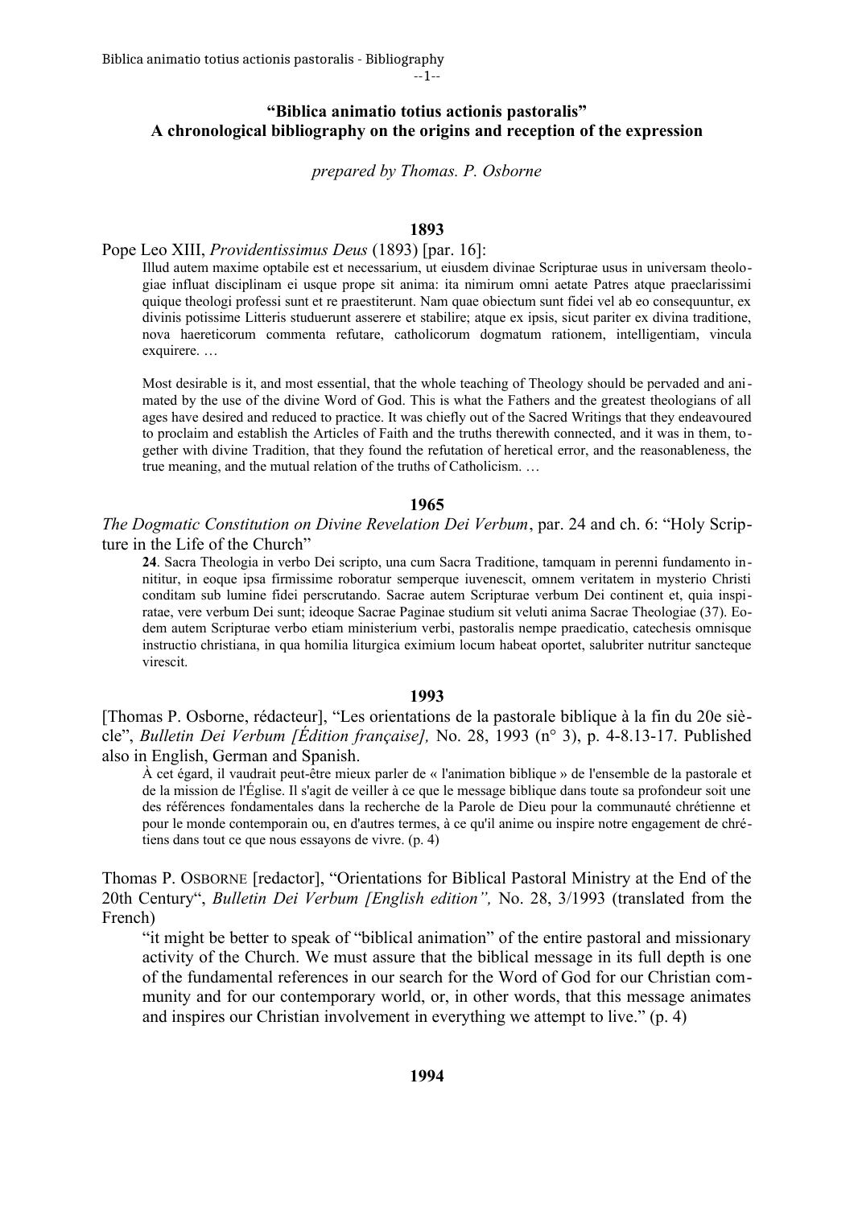**“Biblica animatio totius actionis pastoralis”**
**A chronological bibliography on the origins and reception of the expression**

*prepared by Thomas. P. Osborne*

## 1893

Pope Leo XIII, *Providentissimus Deus* (1893) [par. 16]:

> Illud autem maxime optabile est et necessarium, ut eiusdem divinae Scripturae usus in universam theologiae influat disciplinam ei usque prope sit anima: ita nimirum omni aetate Patres atque praeclarissimi quique theologi professi sunt et re praestiterunt. Nam quae obiectum sunt fidei vel ab eo consequuntur, ex divinis potissime Litteris studuerunt asserere et stabilire; atque ex ipsis, sicut pariter ex divina traditione, nova haereticorum commenta refutare, catholicorum dogmatum rationem, intelligentiam, vincula exquirere. …
>
> Most desirable is it, and most essential, that the whole teaching of Theology should be pervaded and animated by the use of the divine Word of God. This is what the Fathers and the greatest theologians of all ages have desired and reduced to practice. It was chiefly out of the Sacred Writings that they endeavoured to proclaim and establish the Articles of Faith and the truths therewith connected, and it was in them, together with divine Tradition, that they found the refutation of heretical error, and the reasonableness, the true meaning, and the mutual relation of the truths of Catholicism. …

## 1965

*The Dogmatic Constitution on Divine Revelation Dei Verbum*, par. 24 and ch. 6: “Holy Scripture in the Life of the Church”

> **24**. Sacra Theologia in verbo Dei scripto, una cum Sacra Traditione, tamquam in perenni fundamento innititur, in eoque ipsa firmissime roboratur semperque iuvenescit, omnem veritatem in mysterio Christi conditam sub lumine fidei perscrutando. Sacrae autem Scripturae verbum Dei continent et, quia inspiratae, vere verbum Dei sunt; ideoque Sacrae Paginae studium sit veluti anima Sacrae Theologiae (37). Eodem autem Scripturae verbo etiam ministerium verbi, pastoralis nempe praedicatio, catechesis omnisque instructio christiana, in qua homilia liturgica eximium locum habeat oportet, salubriter nutritur sancteque virescit.

## 1993

[Thomas P. Osborne, rédacteur], “Les orientations de la pastorale biblique à la fin du 20e siècle”, *Bulletin Dei Verbum [Édition française],* No. 28, 1993 (n° 3), p. 4-8.13-17. Published also in English, German and Spanish.

> À cet égard, il vaudrait peut-être mieux parler de « l'animation biblique » de l'ensemble de la pastorale et de la mission de l'Église. Il s'agit de veiller à ce que le message biblique dans toute sa profondeur soit une des références fondamentales dans la recherche de la Parole de Dieu pour la communauté chrétienne et pour le monde contemporain ou, en d'autres termes, à ce qu'il anime ou inspire notre engagement de chrétiens dans tout ce que nous essayons de vivre. (p. 4)

Thomas P. Osborne [redactor], “Orientations for Biblical Pastoral Ministry at the End of the 20th Century“, *Bulletin Dei Verbum [English edition”,* No. 28, 3/1993 (translated from the French)

> “it might be better to speak of “biblical animation” of the entire pastoral and missionary activity of the Church. We must assure that the biblical message in its full depth is one of the fundamental references in our search for the Word of God for our Christian community and for our contemporary world, or, in other words, that this message animates and inspires our Christian involvement in everything we attempt to live.” (p. 4)

## 1994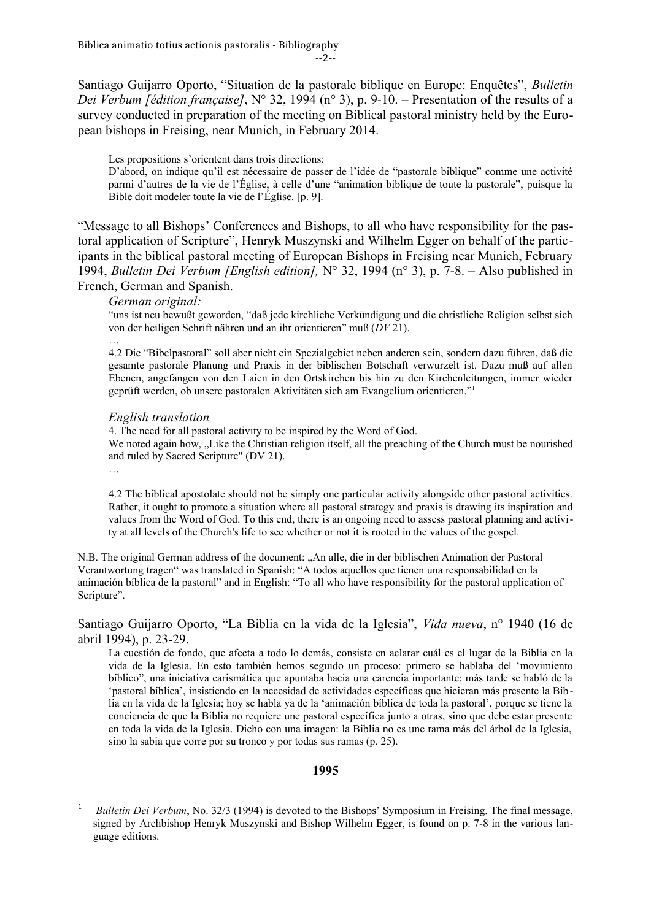Santiago Guijarro Oporto, "Situation de la pastorale biblique en Europe: Enquêtes", *Bulletin Dei Verbum [édition française]*, N° 32, 1994 (n° 3), p. 9-10. – Presentation of the results of a survey conducted in preparation of the meeting on Biblical pastoral ministry held by the European bishops in Freising, near Munich, in February 2014.

> Les propositions s'orientent dans trois directions:
> D'abord, on indique qu'il est nécessaire de passer de l'idée de "pastorale biblique" comme une activité parmi d'autres de la vie de l'Église, à celle d'une "animation biblique de toute la pastorale", puisque la Bible doit modeler toute la vie de l'Église. [p. 9].

"Message to all Bishops' Conferences and Bishops, to all who have responsibility for the pastoral application of Scripture", Henryk Muszynski and Wilhelm Egger on behalf of the participants in the biblical pastoral meeting of European Bishops in Freising near Munich, February 1994, *Bulletin Dei Verbum [English edition],* N° 32, 1994 (n° 3), p. 7-8. – Also published in French, German and Spanish.

> *German original:*
>
> "uns ist neu bewußt geworden, "daß jede kirchliche Verkündigung und die christliche Religion selbst sich von der heiligen Schrift nähren und an ihr orientieren" muß (*DV* 21).
>
> …
>
> 4.2 Die "Bibelpastoral" soll aber nicht ein Spezialgebiet neben anderen sein, sondern dazu führen, daß die gesamte pastorale Planung und Praxis in der biblischen Botschaft verwurzelt ist. Dazu muß auf allen Ebenen, angefangen von den Laien in den Ortskirchen bis hin zu den Kirchenleitungen, immer wieder geprüft werden, ob unsere pastoralen Aktivitäten sich am Evangelium orientieren."[1]
>
> *English translation*
>
> 4. The need for all pastoral activity to be inspired by the Word of God.
>
> We noted again how, „Like the Christian religion itself, all the preaching of the Church must be nourished and ruled by Sacred Scripture" (DV 21).
>
> …
>
> 4.2 The biblical apostolate should not be simply one particular activity alongside other pastoral activities. Rather, it ought to promote a situation where all pastoral strategy and praxis is drawing its inspiration and values from the Word of God. To this end, there is an ongoing need to assess pastoral planning and activity at all levels of the Church's life to see whether or not it is rooted in the values of the gospel.

N.B. The original German address of the document: „An alle, die in der biblischen Animation der Pastoral Verantwortung tragen" was translated in Spanish: "A todos aquellos que tienen una responsabilidad en la animación bíblica de la pastoral" and in English: "To all who have responsibility for the pastoral application of Scripture".

Santiago Guijarro Oporto, "La Biblia en la vida de la Iglesia", *Vida nueva*, n° 1940 (16 de abril 1994), p. 23-29.

> La cuestión de fondo, que afecta a todo lo demás, consiste en aclarar cuál es el lugar de la Biblia en la vida de la Iglesia. En esto también hemos seguido un proceso: primero se hablaba del 'movimiento bíblico", una iniciativa carismática que apuntaba hacia una carencia importante; más tarde se habló de la 'pastoral bíblica', insistiendo en la necesidad de actividades específicas que hicieran más presente la Biblia en la vida de la Iglesia; hoy se habla ya de la 'animación bíblica de toda la pastoral', porque se tiene la conciencia de que la Biblia no requiere une pastoral específica junto a otras, sino que debe estar presente en toda la vida de la Iglesia. Dicho con una imagen: la Biblia no es une rama más del árbol de la Iglesia, sino la sabia que corre por su tronco y por todas sus ramas (p. 25).

**1995**

---

[1] *Bulletin Dei Verbum*, No. 32/3 (1994) is devoted to the Bishops' Symposium in Freising. The final message, signed by Archbishop Henryk Muszynski and Bishop Wilhelm Egger, is found on p. 7-8 in the various language editions.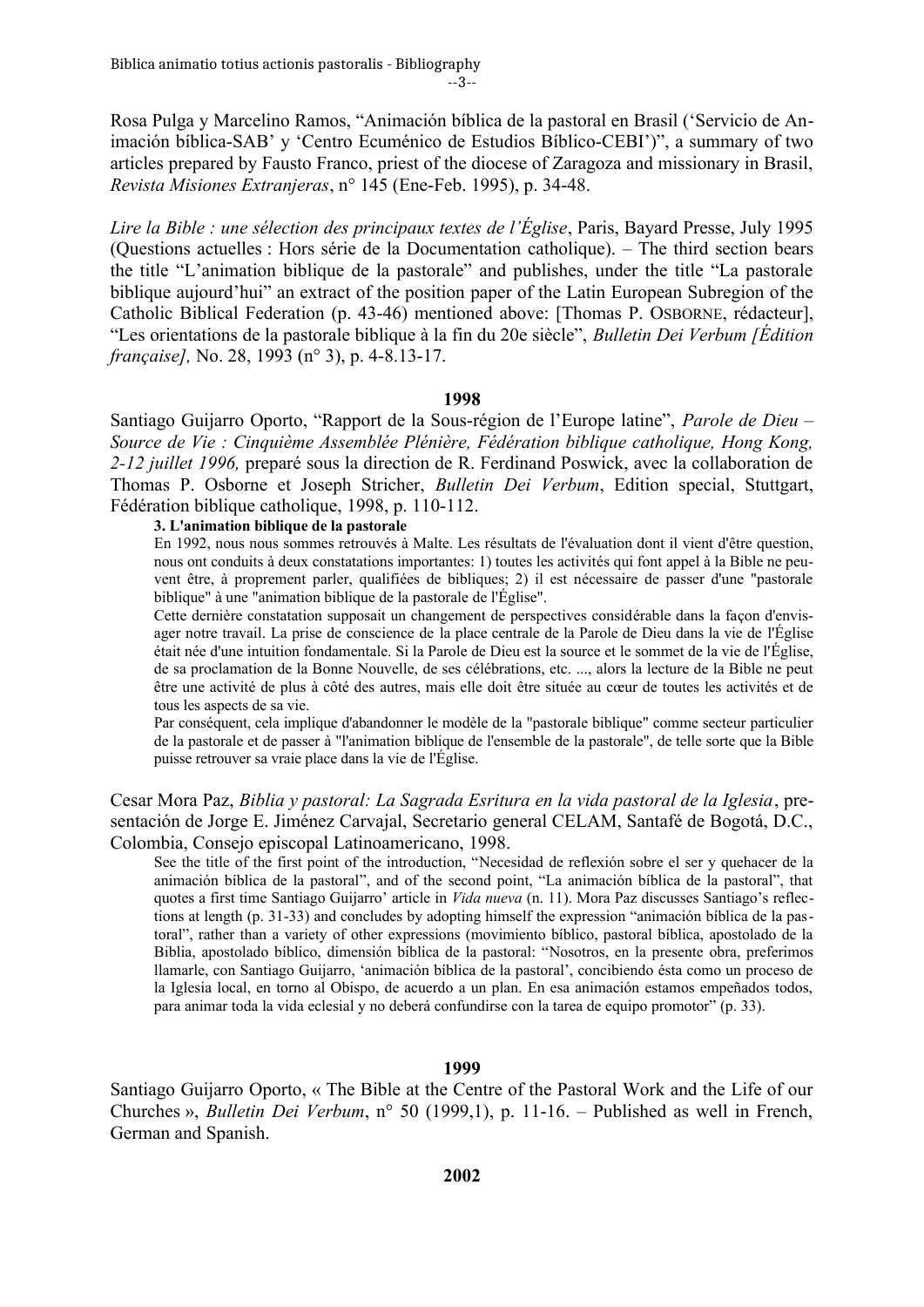Rosa Pulga y Marcelino Ramos, “Animación bíblica de la pastoral en Brasil (‘Servicio de Animación bíblica-SAB’ y ‘Centro Ecuménico de Estudios Bíblico-CEBI’)”, a summary of two articles prepared by Fausto Franco, priest of the diocese of Zaragoza and missionary in Brasil, *Revista Misiones Extranjeras*, n° 145 (Ene-Feb. 1995), p. 34-48.

*Lire la Bible : une sélection des principaux textes de l’Église*, Paris, Bayard Presse, July 1995 (Questions actuelles : Hors série de la Documentation catholique). – The third section bears the title “L’animation biblique de la pastorale” and publishes, under the title “La pastorale biblique aujourd’hui” an extract of the position paper of the Latin European Subregion of the Catholic Biblical Federation (p. 43-46) mentioned above: [Thomas P. OSBORNE, rédacteur], “Les orientations de la pastorale biblique à la fin du 20e siècle”, *Bulletin Dei Verbum [Édition française],* No. 28, 1993 (n° 3), p. 4-8.13-17.

**1998**

Santiago Guijarro Oporto, “Rapport de la Sous-région de l’Europe latine”, *Parole de Dieu – Source de Vie : Cinquième Assemblée Plénière, Fédération biblique catholique, Hong Kong, 2-12 juillet 1996,* preparé sous la direction de R. Ferdinand Poswick, avec la collaboration de Thomas P. Osborne et Joseph Stricher, *Bulletin Dei Verbum*, Edition special, Stuttgart, Fédération biblique catholique, 1998, p. 110-112.

> **3. L'animation biblique de la pastorale**
>
> En 1992, nous nous sommes retrouvés à Malte. Les résultats de l'évaluation dont il vient d'être question, nous ont conduits à deux constatations importantes: 1) toutes les activités qui font appel à la Bible ne peuvent être, à proprement parler, qualifiées de bibliques; 2) il est nécessaire de passer d'une "pastorale biblique" à une "animation biblique de la pastorale de l'Église".
>
> Cette dernière constatation supposait un changement de perspectives considérable dans la façon d'envisager notre travail. La prise de conscience de la place centrale de la Parole de Dieu dans la vie de l'Église était née d'une intuition fondamentale. Si la Parole de Dieu est la source et le sommet de la vie de l'Église, de sa proclamation de la Bonne Nouvelle, de ses célébrations, etc. ..., alors la lecture de la Bible ne peut être une activité de plus à côté des autres, mais elle doit être située au cœur de toutes les activités et de tous les aspects de sa vie.
>
> Par conséquent, cela implique d'abandonner le modèle de la "pastorale biblique" comme secteur particulier de la pastorale et de passer à "l'animation biblique de l'ensemble de la pastorale", de telle sorte que la Bible puisse retrouver sa vraie place dans la vie de l'Église.

Cesar Mora Paz, *Biblia y pastoral: La Sagrada Esritura en la vida pastoral de la Iglesia*, presentación de Jorge E. Jiménez Carvajal, Secretario general CELAM, Santafé de Bogotá, D.C., Colombia, Consejo episcopal Latinoamericano, 1998.

> See the title of the first point of the introduction, “Necesidad de reflexión sobre el ser y quehacer de la animación bíblica de la pastoral”, and of the second point, “La animación bíblica de la pastoral”, that quotes a first time Santiago Guijarro’ article in *Vida nueva* (n. 11). Mora Paz discusses Santiago’s reflections at length (p. 31-33) and concludes by adopting himself the expression “animación bíblica de la pastoral”, rather than a variety of other expressions (movimiento bíblico, pastoral bíblica, apostolado de la Biblia, apostolado bíblico, dimensión bíblica de la pastoral: “Nosotros, en la presente obra, preferimos llamarle, con Santiago Guijarro, ‘animación bíblica de la pastoral’, concibiendo ésta como un proceso de la Iglesia local, en torno al Obispo, de acuerdo a un plan. En esa animación estamos empeñados todos, para animar toda la vida eclesial y no deberá confundirse con la tarea de equipo promotor” (p. 33).

**1999**

Santiago Guijarro Oporto, « The Bible at the Centre of the Pastoral Work and the Life of our Churches », *Bulletin Dei Verbum*, n° 50 (1999,1), p. 11-16. – Published as well in French, German and Spanish.

**2002**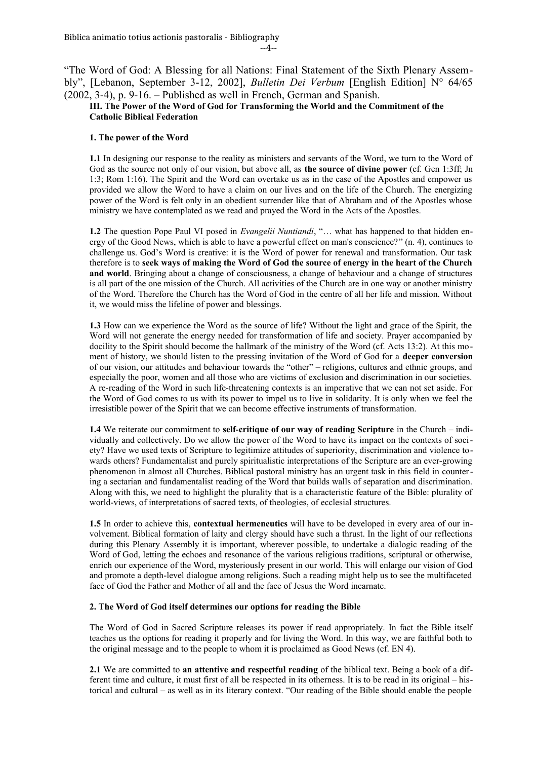“The Word of God: A Blessing for all Nations: Final Statement of the Sixth Plenary Assembly”, [Lebanon, September 3-12, 2002], *Bulletin Dei Verbum* [English Edition] N° 64/65 (2002, 3-4), p. 9-16. – Published as well in French, German and Spanish.

**III. The Power of the Word of God for Transforming the World and the Commitment of the Catholic Biblical Federation**

**1. The power of the Word**

**1.1** In designing our response to the reality as ministers and servants of the Word, we turn to the Word of God as the source not only of our vision, but above all, as **the source of divine power** (cf. Gen 1:3ff; Jn 1:3; Rom 1:16). The Spirit and the Word can overtake us as in the case of the Apostles and empower us provided we allow the Word to have a claim on our lives and on the life of the Church. The energizing power of the Word is felt only in an obedient surrender like that of Abraham and of the Apostles whose ministry we have contemplated as we read and prayed the Word in the Acts of the Apostles.

**1.2** The question Pope Paul VI posed in *Evangelii Nuntiandi*, “… what has happened to that hidden energy of the Good News, which is able to have a powerful effect on man's conscience?” (n. 4), continues to challenge us. God’s Word is creative: it is the Word of power for renewal and transformation. Our task therefore is to **seek ways of making the Word of God the source of energy in the heart of the Church and world**. Bringing about a change of consciousness, a change of behaviour and a change of structures is all part of the one mission of the Church. All activities of the Church are in one way or another ministry of the Word. Therefore the Church has the Word of God in the centre of all her life and mission. Without it, we would miss the lifeline of power and blessings.

**1.3** How can we experience the Word as the source of life? Without the light and grace of the Spirit, the Word will not generate the energy needed for transformation of life and society. Prayer accompanied by docility to the Spirit should become the hallmark of the ministry of the Word (cf. Acts 13:2). At this moment of history, we should listen to the pressing invitation of the Word of God for a **deeper conversion** of our vision, our attitudes and behaviour towards the “other” – religions, cultures and ethnic groups, and especially the poor, women and all those who are victims of exclusion and discrimination in our societies. A re-reading of the Word in such life-threatening contexts is an imperative that we can not set aside. For the Word of God comes to us with its power to impel us to live in solidarity. It is only when we feel the irresistible power of the Spirit that we can become effective instruments of transformation.

**1.4** We reiterate our commitment to **self-critique of our way of reading Scripture** in the Church – individually and collectively. Do we allow the power of the Word to have its impact on the contexts of society? Have we used texts of Scripture to legitimize attitudes of superiority, discrimination and violence towards others? Fundamentalist and purely spiritualistic interpretations of the Scripture are an ever-growing phenomenon in almost all Churches. Biblical pastoral ministry has an urgent task in this field in countering a sectarian and fundamentalist reading of the Word that builds walls of separation and discrimination. Along with this, we need to highlight the plurality that is a characteristic feature of the Bible: plurality of world-views, of interpretations of sacred texts, of theologies, of ecclesial structures.

**1.5** In order to achieve this, **contextual hermeneutics** will have to be developed in every area of our involvement. Biblical formation of laity and clergy should have such a thrust. In the light of our reflections during this Plenary Assembly it is important, wherever possible, to undertake a dialogic reading of the Word of God, letting the echoes and resonance of the various religious traditions, scriptural or otherwise, enrich our experience of the Word, mysteriously present in our world. This will enlarge our vision of God and promote a depth-level dialogue among religions. Such a reading might help us to see the multifaceted face of God the Father and Mother of all and the face of Jesus the Word incarnate.

**2. The Word of God itself determines our options for reading the Bible**

The Word of God in Sacred Scripture releases its power if read appropriately. In fact the Bible itself teaches us the options for reading it properly and for living the Word. In this way, we are faithful both to the original message and to the people to whom it is proclaimed as Good News (cf. EN 4).

**2.1** We are committed to **an attentive and respectful reading** of the biblical text. Being a book of a different time and culture, it must first of all be respected in its otherness. It is to be read in its original – historical and cultural – as well as in its literary context. “Our reading of the Bible should enable the people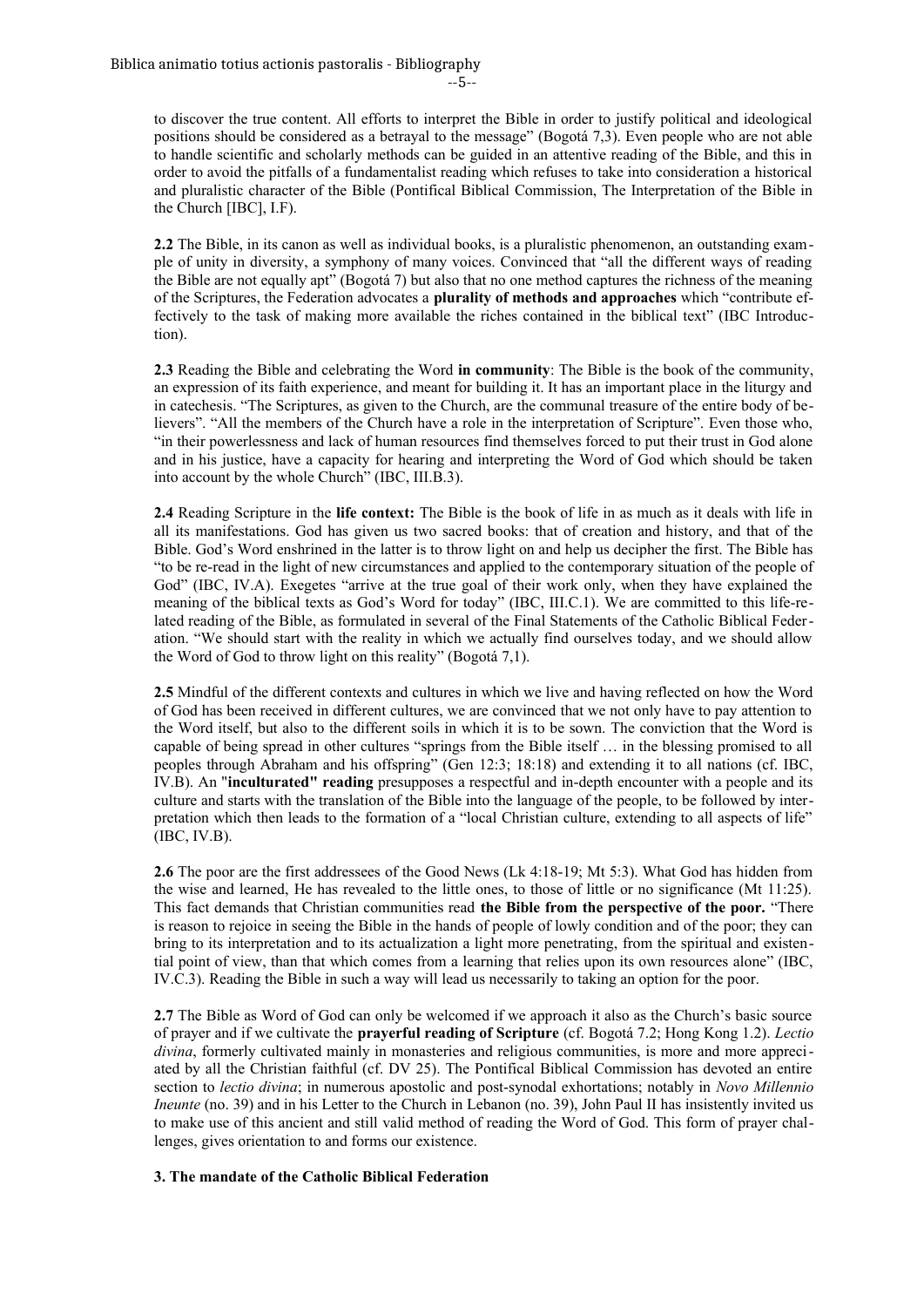to discover the true content. All efforts to interpret the Bible in order to justify political and ideological positions should be considered as a betrayal to the message" (Bogotá 7,3). Even people who are not able to handle scientific and scholarly methods can be guided in an attentive reading of the Bible, and this in order to avoid the pitfalls of a fundamentalist reading which refuses to take into consideration a historical and pluralistic character of the Bible (Pontifical Biblical Commission, The Interpretation of the Bible in the Church [IBC], I.F).

**2.2** The Bible, in its canon as well as individual books, is a pluralistic phenomenon, an outstanding example of unity in diversity, a symphony of many voices. Convinced that "all the different ways of reading the Bible are not equally apt" (Bogotá 7) but also that no one method captures the richness of the meaning of the Scriptures, the Federation advocates a **plurality of methods and approaches** which "contribute effectively to the task of making more available the riches contained in the biblical text" (IBC Introduction).

**2.3** Reading the Bible and celebrating the Word **in community**: The Bible is the book of the community, an expression of its faith experience, and meant for building it. It has an important place in the liturgy and in catechesis. "The Scriptures, as given to the Church, are the communal treasure of the entire body of believers". "All the members of the Church have a role in the interpretation of Scripture". Even those who, "in their powerlessness and lack of human resources find themselves forced to put their trust in God alone and in his justice, have a capacity for hearing and interpreting the Word of God which should be taken into account by the whole Church" (IBC, III.B.3).

**2.4** Reading Scripture in the **life context:** The Bible is the book of life in as much as it deals with life in all its manifestations. God has given us two sacred books: that of creation and history, and that of the Bible. God's Word enshrined in the latter is to throw light on and help us decipher the first. The Bible has "to be re-read in the light of new circumstances and applied to the contemporary situation of the people of God" (IBC, IV.A). Exegetes "arrive at the true goal of their work only, when they have explained the meaning of the biblical texts as God's Word for today" (IBC, III.C.1). We are committed to this life-related reading of the Bible, as formulated in several of the Final Statements of the Catholic Biblical Federation. "We should start with the reality in which we actually find ourselves today, and we should allow the Word of God to throw light on this reality" (Bogotá 7,1).

**2.5** Mindful of the different contexts and cultures in which we live and having reflected on how the Word of God has been received in different cultures, we are convinced that we not only have to pay attention to the Word itself, but also to the different soils in which it is to be sown. The conviction that the Word is capable of being spread in other cultures "springs from the Bible itself … in the blessing promised to all peoples through Abraham and his offspring" (Gen 12:3; 18:18) and extending it to all nations (cf. IBC, IV.B). An "**inculturated" reading** presupposes a respectful and in-depth encounter with a people and its culture and starts with the translation of the Bible into the language of the people, to be followed by interpretation which then leads to the formation of a "local Christian culture, extending to all aspects of life" (IBC, IV.B).

**2.6** The poor are the first addressees of the Good News (Lk 4:18-19; Mt 5:3). What God has hidden from the wise and learned, He has revealed to the little ones, to those of little or no significance (Mt 11:25). This fact demands that Christian communities read **the Bible from the perspective of the poor.** "There is reason to rejoice in seeing the Bible in the hands of people of lowly condition and of the poor; they can bring to its interpretation and to its actualization a light more penetrating, from the spiritual and existential point of view, than that which comes from a learning that relies upon its own resources alone" (IBC, IV.C.3). Reading the Bible in such a way will lead us necessarily to taking an option for the poor.

**2.7** The Bible as Word of God can only be welcomed if we approach it also as the Church's basic source of prayer and if we cultivate the **prayerful reading of Scripture** (cf. Bogotá 7.2; Hong Kong 1.2). *Lectio divina*, formerly cultivated mainly in monasteries and religious communities, is more and more appreciated by all the Christian faithful (cf. DV 25). The Pontifical Biblical Commission has devoted an entire section to *lectio divina*; in numerous apostolic and post-synodal exhortations; notably in *Novo Millennio Ineunte* (no. 39) and in his Letter to the Church in Lebanon (no. 39), John Paul II has insistently invited us to make use of this ancient and still valid method of reading the Word of God. This form of prayer challenges, gives orientation to and forms our existence.

**3. The mandate of the Catholic Biblical Federation**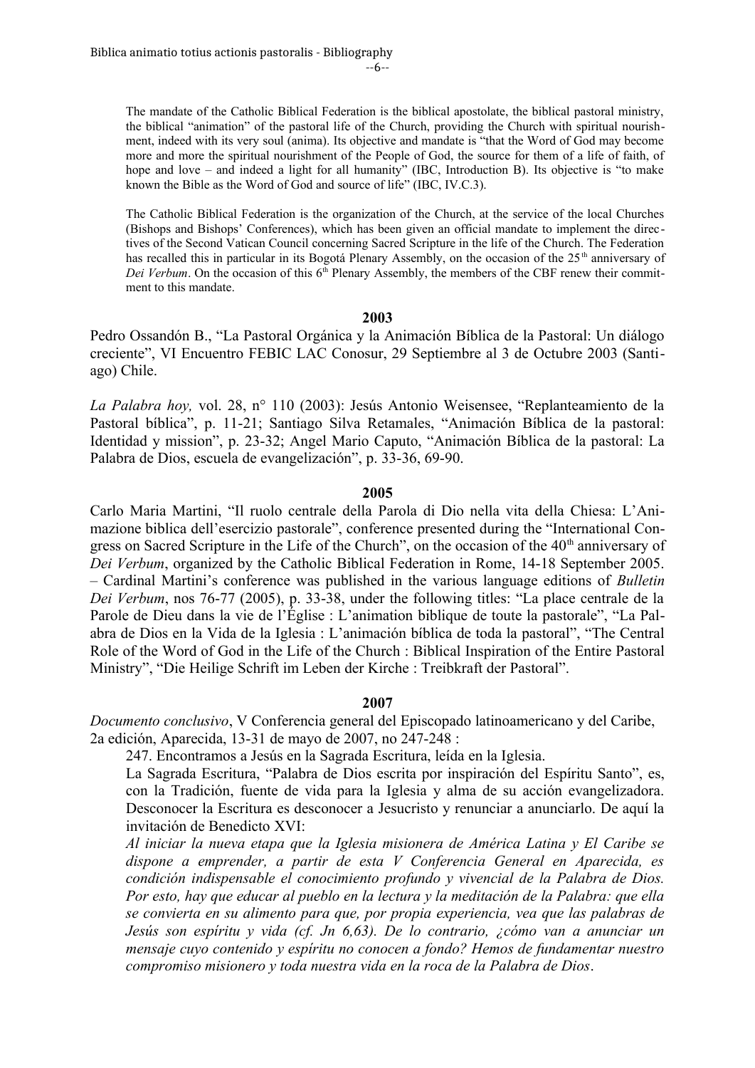> The mandate of the Catholic Biblical Federation is the biblical apostolate, the biblical pastoral ministry, the biblical "animation" of the pastoral life of the Church, providing the Church with spiritual nourishment, indeed with its very soul (anima). Its objective and mandate is "that the Word of God may become more and more the spiritual nourishment of the People of God, the source for them of a life of faith, of hope and love – and indeed a light for all humanity" (IBC, Introduction B). Its objective is "to make known the Bible as the Word of God and source of life" (IBC, IV.C.3).
>
> The Catholic Biblical Federation is the organization of the Church, at the service of the local Churches (Bishops and Bishops' Conferences), which has been given an official mandate to implement the directives of the Second Vatican Council concerning Sacred Scripture in the life of the Church. The Federation has recalled this in particular in its Bogotá Plenary Assembly, on the occasion of the 25th anniversary of *Dei Verbum*. On the occasion of this 6th Plenary Assembly, the members of the CBF renew their commitment to this mandate.

**2003**

Pedro Ossandón B., "La Pastoral Orgánica y la Animación Bíblica de la Pastoral: Un diálogo creciente", VI Encuentro FEBIC LAC Conosur, 29 Septiembre al 3 de Octubre 2003 (Santiago) Chile.

*La Palabra hoy,* vol. 28, n° 110 (2003): Jesús Antonio Weisensee, "Replanteamiento de la Pastoral bíblica", p. 11-21; Santiago Silva Retamales, "Animación Bíblica de la pastoral: Identidad y mission", p. 23-32; Angel Mario Caputo, "Animación Bíblica de la pastoral: La Palabra de Dios, escuela de evangelización", p. 33-36, 69-90.

**2005**

Carlo Maria Martini, "Il ruolo centrale della Parola di Dio nella vita della Chiesa: L'Animazione biblica dell'esercizio pastorale", conference presented during the "International Congress on Sacred Scripture in the Life of the Church", on the occasion of the 40th anniversary of *Dei Verbum*, organized by the Catholic Biblical Federation in Rome, 14-18 September 2005. – Cardinal Martini's conference was published in the various language editions of *Bulletin Dei Verbum*, nos 76-77 (2005), p. 33-38, under the following titles: "La place centrale de la Parole de Dieu dans la vie de l'Église : L'animation biblique de toute la pastorale", "La Palabra de Dios en la Vida de la Iglesia : L'animación bíblica de toda la pastoral", "The Central Role of the Word of God in the Life of the Church : Biblical Inspiration of the Entire Pastoral Ministry", "Die Heilige Schrift im Leben der Kirche : Treibkraft der Pastoral".

**2007**

*Documento conclusivo*, V Conferencia general del Episcopado latinoamericano y del Caribe, 2a edición, Aparecida, 13-31 de mayo de 2007, no 247-248 :

> 247. Encontramos a Jesús en la Sagrada Escritura, leída en la Iglesia.
>
> La Sagrada Escritura, "Palabra de Dios escrita por inspiración del Espíritu Santo", es, con la Tradición, fuente de vida para la Iglesia y alma de su acción evangelizadora. Desconocer la Escritura es desconocer a Jesucristo y renunciar a anunciarlo. De aquí la invitación de Benedicto XVI:
>
> *Al iniciar la nueva etapa que la Iglesia misionera de América Latina y El Caribe se dispone a emprender, a partir de esta V Conferencia General en Aparecida, es condición indispensable el conocimiento profundo y vivencial de la Palabra de Dios. Por esto, hay que educar al pueblo en la lectura y la meditación de la Palabra: que ella se convierta en su alimento para que, por propia experiencia, vea que las palabras de Jesús son espíritu y vida (cf. Jn 6,63). De lo contrario, ¿cómo van a anunciar un mensaje cuyo contenido y espíritu no conocen a fondo? Hemos de fundamentar nuestro compromiso misionero y toda nuestra vida en la roca de la Palabra de Dios*.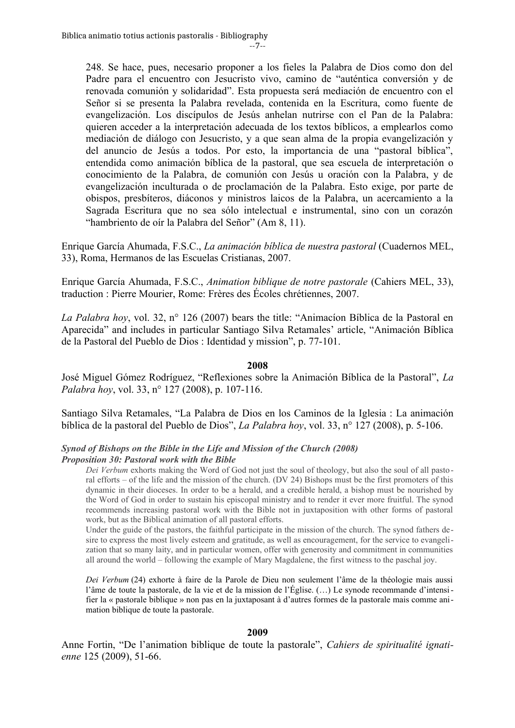> 248. Se hace, pues, necesario proponer a los fieles la Palabra de Dios como don del Padre para el encuentro con Jesucristo vivo, camino de “auténtica conversión y de renovada comunión y solidaridad”. Esta propuesta será mediación de encuentro con el Señor si se presenta la Palabra revelada, contenida en la Escritura, como fuente de evangelización. Los discípulos de Jesús anhelan nutrirse con el Pan de la Palabra: quieren acceder a la interpretación adecuada de los textos bíblicos, a emplearlos como mediación de diálogo con Jesucristo, y a que sean alma de la propia evangelización y del anuncio de Jesús a todos. Por esto, la importancia de una “pastoral bíblica”, entendida como animación bíblica de la pastoral, que sea escuela de interpretación o conocimiento de la Palabra, de comunión con Jesús u oración con la Palabra, y de evangelización inculturada o de proclamación de la Palabra. Esto exige, por parte de obispos, presbíteros, diáconos y ministros laicos de la Palabra, un acercamiento a la Sagrada Escritura que no sea sólo intelectual e instrumental, sino con un corazón “hambriento de oír la Palabra del Señor” (Am 8, 11).

Enrique García Ahumada, F.S.C., *La animación bíblica de nuestra pastoral* (Cuadernos MEL, 33), Roma, Hermanos de las Escuelas Cristianas, 2007.

Enrique García Ahumada, F.S.C., *Animation biblique de notre pastorale* (Cahiers MEL, 33), traduction : Pierre Mourier, Rome: Frères des Écoles chrétiennes, 2007.

*La Palabra hoy*, vol. 32, n° 126 (2007) bears the title: “Animacíon Bíblica de la Pastoral en Aparecida” and includes in particular Santiago Silva Retamales’ article, “Animación Bíblica de la Pastoral del Pueblo de Dios : Identidad y mission”, p. 77-101.

**2008**

José Miguel Gómez Rodríguez, “Reflexiones sobre la Animación Bíblica de la Pastoral”, *La Palabra hoy*, vol. 33, n° 127 (2008), p. 107-116.

Santiago Silva Retamales, “La Palabra de Dios en los Caminos de la Iglesia : La animación bíblica de la pastoral del Pueblo de Dios”, *La Palabra hoy*, vol. 33, n° 127 (2008), p. 5-106.

***Synod of Bishops on the Bible in the Life and Mission of the Church (2008)***
***Proposition 30: Pastoral work with the Bible***

> *Dei Verbum* exhorts making the Word of God not just the soul of theology, but also the soul of all pastoral efforts – of the life and the mission of the church. (DV 24) Bishops must be the first promoters of this dynamic in their dioceses. In order to be a herald, and a credible herald, a bishop must be nourished by the Word of God in order to sustain his episcopal ministry and to render it ever more fruitful. The synod recommends increasing pastoral work with the Bible not in juxtaposition with other forms of pastoral work, but as the Biblical animation of all pastoral efforts.
> Under the guide of the pastors, the faithful participate in the mission of the church. The synod fathers desire to express the most lively esteem and gratitude, as well as encouragement, for the service to evangelization that so many laity, and in particular women, offer with generosity and commitment in communities all around the world – following the example of Mary Magdalene, the first witness to the paschal joy.
>
> *Dei Verbum* (24) exhorte à faire de la Parole de Dieu non seulement l’âme de la théologie mais aussi l’âme de toute la pastorale, de la vie et de la mission de l’Église. (…) Le synode recommande d’intensifier la « pastorale biblique » non pas en la juxtaposant à d’autres formes de la pastorale mais comme animation biblique de toute la pastorale.

**2009**

Anne Fortin, “De l’animation biblique de toute la pastorale”, *Cahiers de spiritualité ignatienne* 125 (2009), 51-66.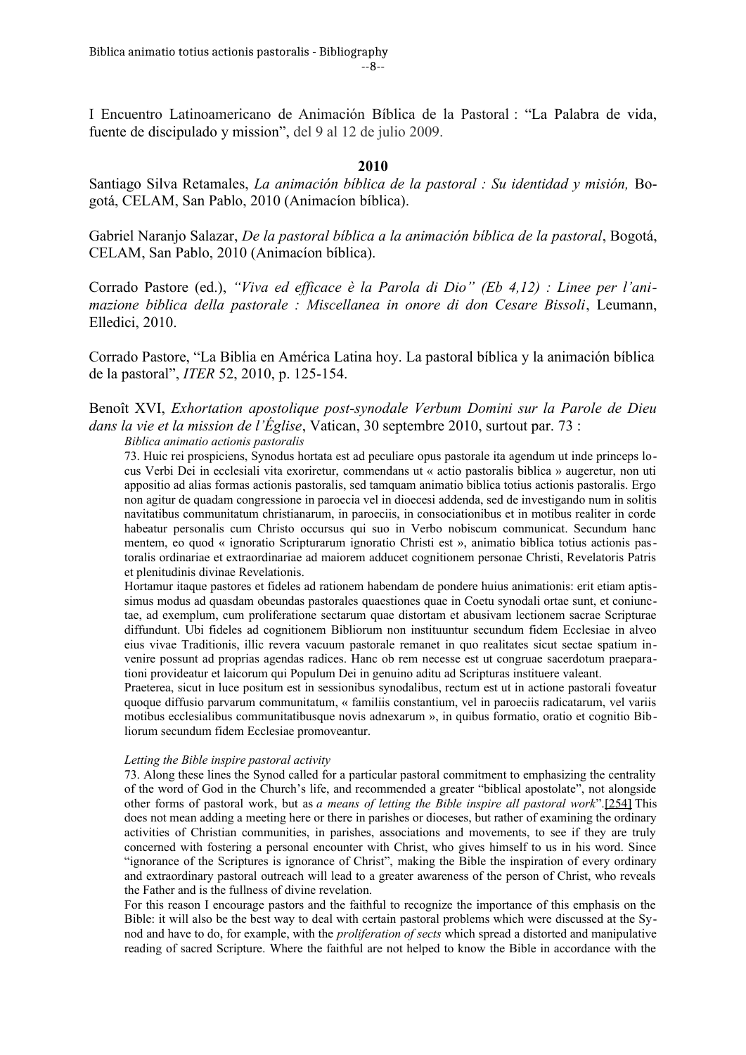I Encuentro Latinoamericano de Animación Bíblica de la Pastoral : "La Palabra de vida, fuente de discipulado y mission", del 9 al 12 de julio 2009.

**2010**

Santiago Silva Retamales, *La animación bíblica de la pastoral : Su identidad y misión,* Bogotá, CELAM, San Pablo, 2010 (Animacíon bíblica).

Gabriel Naranjo Salazar, *De la pastoral bíblica a la animación bíblica de la pastoral*, Bogotá, CELAM, San Pablo, 2010 (Animacíon bíblica).

Corrado Pastore (ed.), *"Viva ed efficace è la Parola di Dio" (Eb 4,12) : Linee per l'animazione biblica della pastorale : Miscellanea in onore di don Cesare Bissoli*, Leumann, Elledici, 2010.

Corrado Pastore, "La Biblia en América Latina hoy. La pastoral bíblica y la animación bíblica de la pastoral", *ITER* 52, 2010, p. 125-154.

Benoît XVI, *Exhortation apostolique post-synodale Verbum Domini sur la Parole de Dieu dans la vie et la mission de l'Église*, Vatican, 30 septembre 2010, surtout par. 73 :

*Biblica animatio actionis pastoralis*

73. Huic rei prospiciens, Synodus hortata est ad peculiare opus pastorale ita agendum ut inde princeps locus Verbi Dei in ecclesiali vita exoriretur, commendans ut « actio pastoralis biblica » augeretur, non uti appositio ad alias formas actionis pastoralis, sed tamquam animatio biblica totius actionis pastoralis. Ergo non agitur de quadam congressione in paroecia vel in dioecesi addenda, sed de investigando num in solitis navitatibus communitatum christianarum, in paroeciis, in consociationibus et in motibus realiter in corde habeatur personalis cum Christo occursus qui suo in Verbo nobiscum communicat. Secundum hanc mentem, eo quod « ignoratio Scripturarum ignoratio Christi est », animatio biblica totius actionis pastoralis ordinariae et extraordinariae ad maiorem adducet cognitionem personae Christi, Revelatoris Patris et plenitudinis divinae Revelationis.

Hortamur itaque pastores et fideles ad rationem habendam de pondere huius animationis: erit etiam aptissimus modus ad quasdam obeundas pastorales quaestiones quae in Coetu synodali ortae sunt, et coniunctae, ad exemplum, cum proliferatione sectarum quae distortam et abusivam lectionem sacrae Scripturae diffundunt. Ubi fideles ad cognitionem Bibliorum non instituuntur secundum fidem Ecclesiae in alveo eius vivae Traditionis, illic revera vacuum pastorale remanet in quo realitates sicut sectae spatium invenire possunt ad proprias agendas radices. Hanc ob rem necesse est ut congruae sacerdotum praeparationi provideatur et laicorum qui Populum Dei in genuino aditu ad Scripturas instituere valeant.

Praeterea, sicut in luce positum est in sessionibus synodalibus, rectum est ut in actione pastorali foveatur quoque diffusio parvarum communitatum, « familiis constantium, vel in paroeciis radicatarum, vel variis motibus ecclesialibus communitatibusque novis adnexarum », in quibus formatio, oratio et cognitio Bibliorum secundum fidem Ecclesiae promoveantur.

*Letting the Bible inspire pastoral activity*

73. Along these lines the Synod called for a particular pastoral commitment to emphasizing the centrality of the word of God in the Church's life, and recommended a greater "biblical apostolate", not alongside other forms of pastoral work, but as *a means of letting the Bible inspire all pastoral work*".[254] This does not mean adding a meeting here or there in parishes or dioceses, but rather of examining the ordinary activities of Christian communities, in parishes, associations and movements, to see if they are truly concerned with fostering a personal encounter with Christ, who gives himself to us in his word. Since "ignorance of the Scriptures is ignorance of Christ", making the Bible the inspiration of every ordinary and extraordinary pastoral outreach will lead to a greater awareness of the person of Christ, who reveals the Father and is the fullness of divine revelation.

For this reason I encourage pastors and the faithful to recognize the importance of this emphasis on the Bible: it will also be the best way to deal with certain pastoral problems which were discussed at the Synod and have to do, for example, with the *proliferation of sects* which spread a distorted and manipulative reading of sacred Scripture. Where the faithful are not helped to know the Bible in accordance with the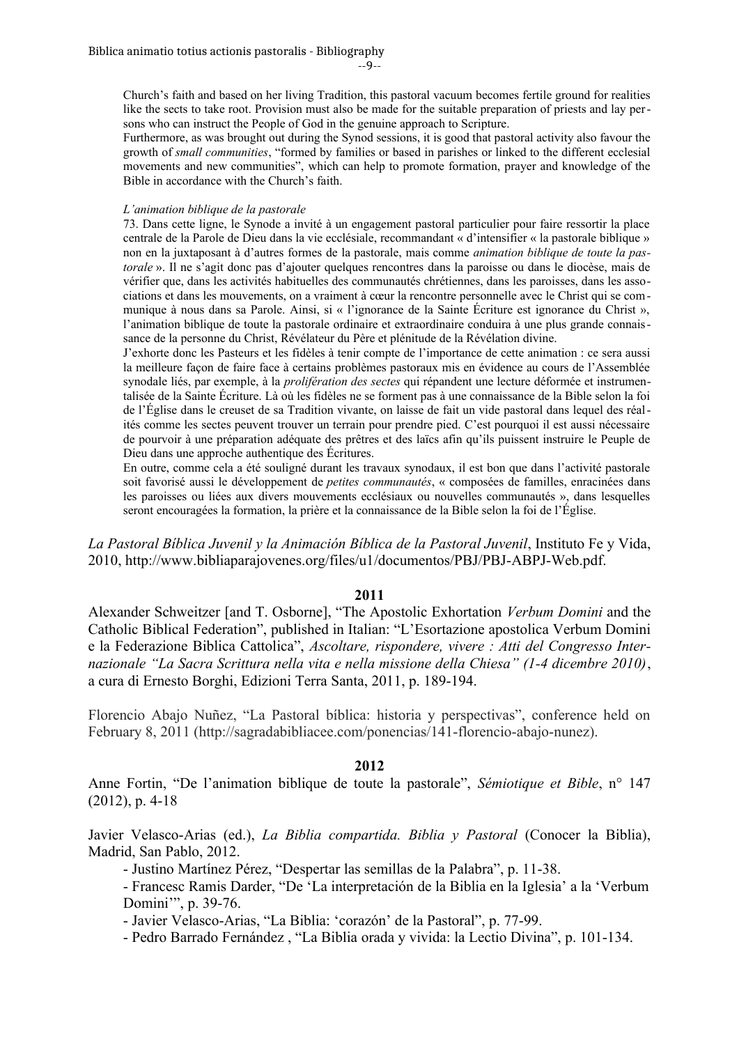> Church's faith and based on her living Tradition, this pastoral vacuum becomes fertile ground for realities like the sects to take root. Provision must also be made for the suitable preparation of priests and lay persons who can instruct the People of God in the genuine approach to Scripture.
>
> Furthermore, as was brought out during the Synod sessions, it is good that pastoral activity also favour the growth of *small communities*, "formed by families or based in parishes or linked to the different ecclesial movements and new communities", which can help to promote formation, prayer and knowledge of the Bible in accordance with the Church's faith.
>
> *L'animation biblique de la pastorale*
>
> 73. Dans cette ligne, le Synode a invité à un engagement pastoral particulier pour faire ressortir la place centrale de la Parole de Dieu dans la vie ecclésiale, recommandant « d'intensifier « la pastorale biblique » non en la juxtaposant à d'autres formes de la pastorale, mais comme *animation biblique de toute la pastorale* ». Il ne s'agit donc pas d'ajouter quelques rencontres dans la paroisse ou dans le diocèse, mais de vérifier que, dans les activités habituelles des communautés chrétiennes, dans les paroisses, dans les associations et dans les mouvements, on a vraiment à cœur la rencontre personnelle avec le Christ qui se communique à nous dans sa Parole. Ainsi, si « l'ignorance de la Sainte Écriture est ignorance du Christ », l'animation biblique de toute la pastorale ordinaire et extraordinaire conduira à une plus grande connaissance de la personne du Christ, Révélateur du Père et plénitude de la Révélation divine.
>
> J'exhorte donc les Pasteurs et les fidèles à tenir compte de l'importance de cette animation : ce sera aussi la meilleure façon de faire face à certains problèmes pastoraux mis en évidence au cours de l'Assemblée synodale liés, par exemple, à la *prolifération des sectes* qui répandent une lecture déformée et instrumentalisée de la Sainte Écriture. Là où les fidèles ne se forment pas à une connaissance de la Bible selon la foi de l'Église dans le creuset de sa Tradition vivante, on laisse de fait un vide pastoral dans lequel des réalités comme les sectes peuvent trouver un terrain pour prendre pied. C'est pourquoi il est aussi nécessaire de pourvoir à une préparation adéquate des prêtres et des laïcs afin qu'ils puissent instruire le Peuple de Dieu dans une approche authentique des Écritures.
>
> En outre, comme cela a été souligné durant les travaux synodaux, il est bon que dans l'activité pastorale soit favorisé aussi le développement de *petites communautés*, « composées de familles, enracinées dans les paroisses ou liées aux divers mouvements ecclésiaux ou nouvelles communautés », dans lesquelles seront encouragées la formation, la prière et la connaissance de la Bible selon la foi de l'Église.

*La Pastoral Bíblica Juvenil y la Animación Bíblica de la Pastoral Juvenil*, Instituto Fe y Vida, 2010, http://www.bibliaparajovenes.org/files/u1/documentos/PBJ/PBJ-ABPJ-Web.pdf.

**2011**

Alexander Schweitzer [and T. Osborne], "The Apostolic Exhortation *Verbum Domini* and the Catholic Biblical Federation", published in Italian: "L'Esortazione apostolica Verbum Domini e la Federazione Biblica Cattolica", *Ascoltare, rispondere, vivere : Atti del Congresso Internazionale "La Sacra Scrittura nella vita e nella missione della Chiesa" (1-4 dicembre 2010)*, a cura di Ernesto Borghi, Edizioni Terra Santa, 2011, p. 189-194.

Florencio Abajo Nuñez, "La Pastoral bíblica: historia y perspectivas", conference held on February 8, 2011 (http://sagradabibliacee.com/ponencias/141-florencio-abajo-nunez).

**2012**

Anne Fortin, "De l'animation biblique de toute la pastorale", *Sémiotique et Bible*, n° 147 (2012), p. 4-18

Javier Velasco-Arias (ed.), *La Biblia compartida. Biblia y Pastoral* (Conocer la Biblia), Madrid, San Pablo, 2012.

- Justino Martínez Pérez, "Despertar las semillas de la Palabra", p. 11-38.
- Francesc Ramis Darder, "De 'La interpretación de la Biblia en la Iglesia' a la 'Verbum Domini'", p. 39-76.
- Javier Velasco-Arias, "La Biblia: 'corazón' de la Pastoral", p. 77-99.
- Pedro Barrado Fernández , "La Biblia orada y vivida: la Lectio Divina", p. 101-134.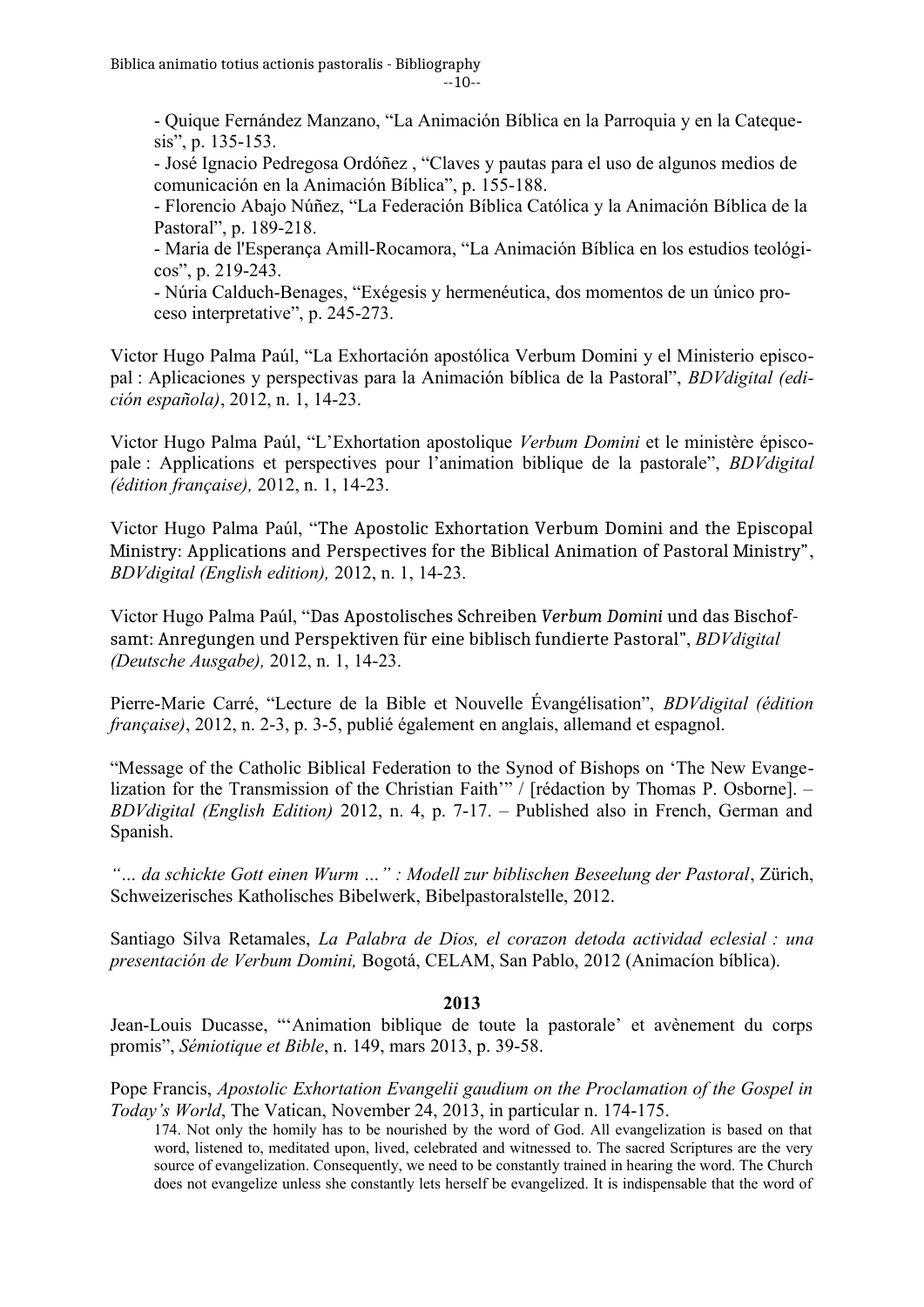- Quique Fernández Manzano, “La Animación Bíblica en la Parroquia y en la Catequesis”, p. 135-153.
- José Ignacio Pedregosa Ordóñez , “Claves y pautas para el uso de algunos medios de comunicación en la Animación Bíblica”, p. 155-188.
- Florencio Abajo Núñez, “La Federación Bíblica Católica y la Animación Bíblica de la Pastoral”, p. 189-218.
- Maria de l'Esperança Amill-Rocamora, “La Animación Bíblica en los estudios teológicos”, p. 219-243.
- Núria Calduch-Benages, “Exégesis y hermenéutica, dos momentos de un único proceso interpretative”, p. 245-273.

Victor Hugo Palma Paúl, “La Exhortación apostólica Verbum Domini y el Ministerio episcopal : Aplicaciones y perspectivas para la Animación bíblica de la Pastoral”, *BDVdigital (edición española)*, 2012, n. 1, 14-23.

Victor Hugo Palma Paúl, “L’Exhortation apostolique *Verbum Domini* et le ministère épiscopale : Applications et perspectives pour l’animation biblique de la pastorale”, *BDVdigital (édition française),* 2012, n. 1, 14-23.

Victor Hugo Palma Paúl, “The Apostolic Exhortation Verbum Domini and the Episcopal Ministry: Applications and Perspectives for the Biblical Animation of Pastoral Ministry”, *BDVdigital (English edition),* 2012, n. 1, 14-23.

Victor Hugo Palma Paúl, “Das Apostolisches Schreiben *Verbum Domini* und das Bischofsamt: Anregungen und Perspektiven für eine biblisch fundierte Pastoral”, *BDVdigital (Deutsche Ausgabe),* 2012, n. 1, 14-23.

Pierre-Marie Carré, “Lecture de la Bible et Nouvelle Évangélisation”, *BDVdigital (édition française)*, 2012, n. 2-3, p. 3-5, publié également en anglais, allemand et espagnol.

“Message of the Catholic Biblical Federation to the Synod of Bishops on ‘The New Evangelization for the Transmission of the Christian Faith’” / [rédaction by Thomas P. Osborne]. – *BDVdigital (English Edition)* 2012, n. 4, p. 7-17. – Published also in French, German and Spanish.

*“… da schickte Gott einen Wurm …” : Modell zur biblischen Beseelung der Pastoral*, Zürich, Schweizerisches Katholisches Bibelwerk, Bibelpastoralstelle, 2012.

Santiago Silva Retamales, *La Palabra de Dios, el corazon detoda actividad eclesial : una presentación de Verbum Domini,* Bogotá, CELAM, San Pablo, 2012 (Animacíon bíblica).

**2013**

Jean-Louis Ducasse, “‘Animation biblique de toute la pastorale’ et avènement du corps promis”, *Sémiotique et Bible*, n. 149, mars 2013, p. 39-58.

Pope Francis, *Apostolic Exhortation Evangelii gaudium on the Proclamation of the Gospel in Today’s World*, The Vatican, November 24, 2013, in particular n. 174-175.

> 174. Not only the homily has to be nourished by the word of God. All evangelization is based on that word, listened to, meditated upon, lived, celebrated and witnessed to. The sacred Scriptures are the very source of evangelization. Consequently, we need to be constantly trained in hearing the word. The Church does not evangelize unless she constantly lets herself be evangelized. It is indispensable that the word of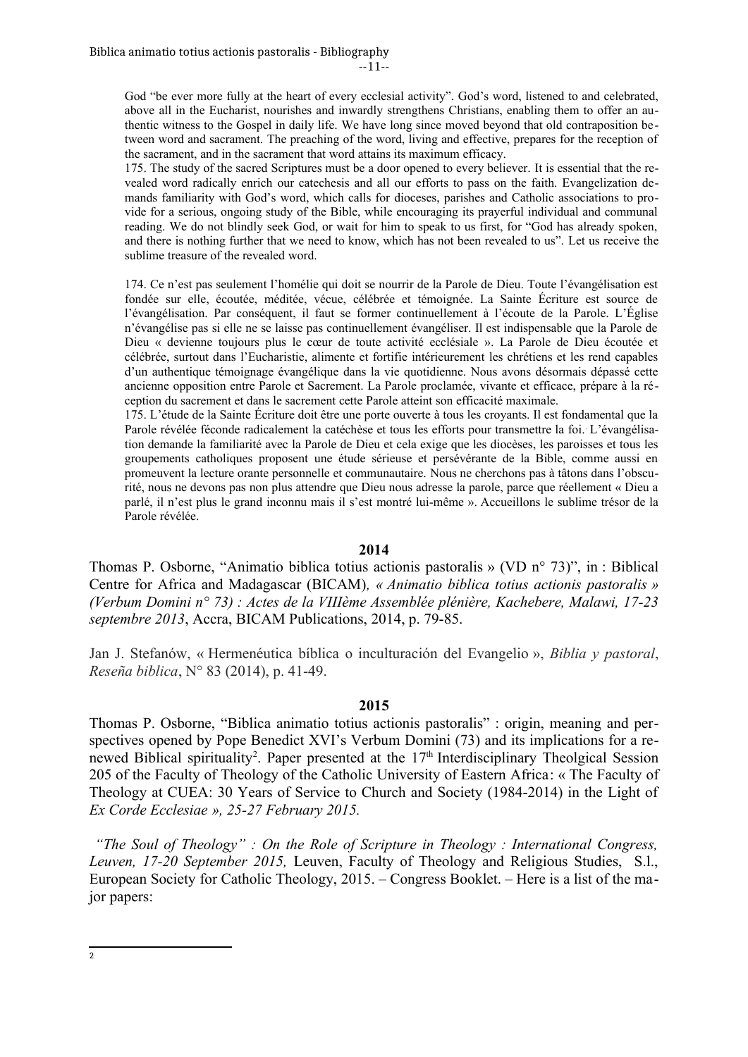God "be ever more fully at the heart of every ecclesial activity". God's word, listened to and celebrated, above all in the Eucharist, nourishes and inwardly strengthens Christians, enabling them to offer an authentic witness to the Gospel in daily life. We have long since moved beyond that old contraposition between word and sacrament. The preaching of the word, living and effective, prepares for the reception of the sacrament, and in the sacrament that word attains its maximum efficacy.

175. The study of the sacred Scriptures must be a door opened to every believer. It is essential that the revealed word radically enrich our catechesis and all our efforts to pass on the faith. Evangelization demands familiarity with God's word, which calls for dioceses, parishes and Catholic associations to provide for a serious, ongoing study of the Bible, while encouraging its prayerful individual and communal reading. We do not blindly seek God, or wait for him to speak to us first, for "God has already spoken, and there is nothing further that we need to know, which has not been revealed to us". Let us receive the sublime treasure of the revealed word.

174. Ce n'est pas seulement l'homélie qui doit se nourrir de la Parole de Dieu. Toute l'évangélisation est fondée sur elle, écoutée, méditée, vécue, célébrée et témoignée. La Sainte Écriture est source de l'évangélisation. Par conséquent, il faut se former continuellement à l'écoute de la Parole. L'Église n'évangélise pas si elle ne se laisse pas continuellement évangéliser. Il est indispensable que la Parole de Dieu « devienne toujours plus le cœur de toute activité ecclésiale ». La Parole de Dieu écoutée et célébrée, surtout dans l'Eucharistie, alimente et fortifie intérieurement les chrétiens et les rend capables d'un authentique témoignage évangélique dans la vie quotidienne. Nous avons désormais dépassé cette ancienne opposition entre Parole et Sacrement. La Parole proclamée, vivante et efficace, prépare à la réception du sacrement et dans le sacrement cette Parole atteint son efficacité maximale.

175. L'étude de la Sainte Écriture doit être une porte ouverte à tous les croyants. Il est fondamental que la Parole révélée féconde radicalement la catéchèse et tous les efforts pour transmettre la foi. L'évangélisation demande la familiarité avec la Parole de Dieu et cela exige que les diocèses, les paroisses et tous les groupements catholiques proposent une étude sérieuse et persévérante de la Bible, comme aussi en promeuvent la lecture orante personnelle et communautaire. Nous ne cherchons pas à tâtons dans l'obscurité, nous ne devons pas non plus attendre que Dieu nous adresse la parole, parce que réellement « Dieu a parlé, il n'est plus le grand inconnu mais il s'est montré lui-même ». Accueillons le sublime trésor de la Parole révélée.

## 2014

Thomas P. Osborne, "Animatio biblica totius actionis pastoralis » (VD n° 73)", in : Biblical Centre for Africa and Madagascar (BICAM), *« Animatio biblica totius actionis pastoralis » (Verbum Domini n° 73) : Actes de la VIIIème Assemblée plénière, Kachebere, Malawi, 17-23 septembre 2013*, Accra, BICAM Publications, 2014, p. 79-85.

Jan J. Stefanów, « Hermenéutica bíblica o inculturación del Evangelio », *Biblia y pastoral*, *Reseña biblica*, N° 83 (2014), p. 41-49.

## 2015

Thomas P. Osborne, "Biblica animatio totius actionis pastoralis" : origin, meaning and perspectives opened by Pope Benedict XVI's Verbum Domini (73) and its implications for a renewed Biblical spirituality[2]. Paper presented at the 17th Interdisciplinary Theolgical Session 205 of the Faculty of Theology of the Catholic University of Eastern Africa: « The Faculty of Theology at CUEA: 30 Years of Service to Church and Society (1984-2014) in the Light of *Ex Corde Ecclesiae », 25-27 February 2015.*

*"The Soul of Theology" : On the Role of Scripture in Theology : International Congress, Leuven, 17-20 September 2015,* Leuven, Faculty of Theology and Religious Studies, S.l., European Society for Catholic Theology, 2015. – Congress Booklet. – Here is a list of the major papers:

---

2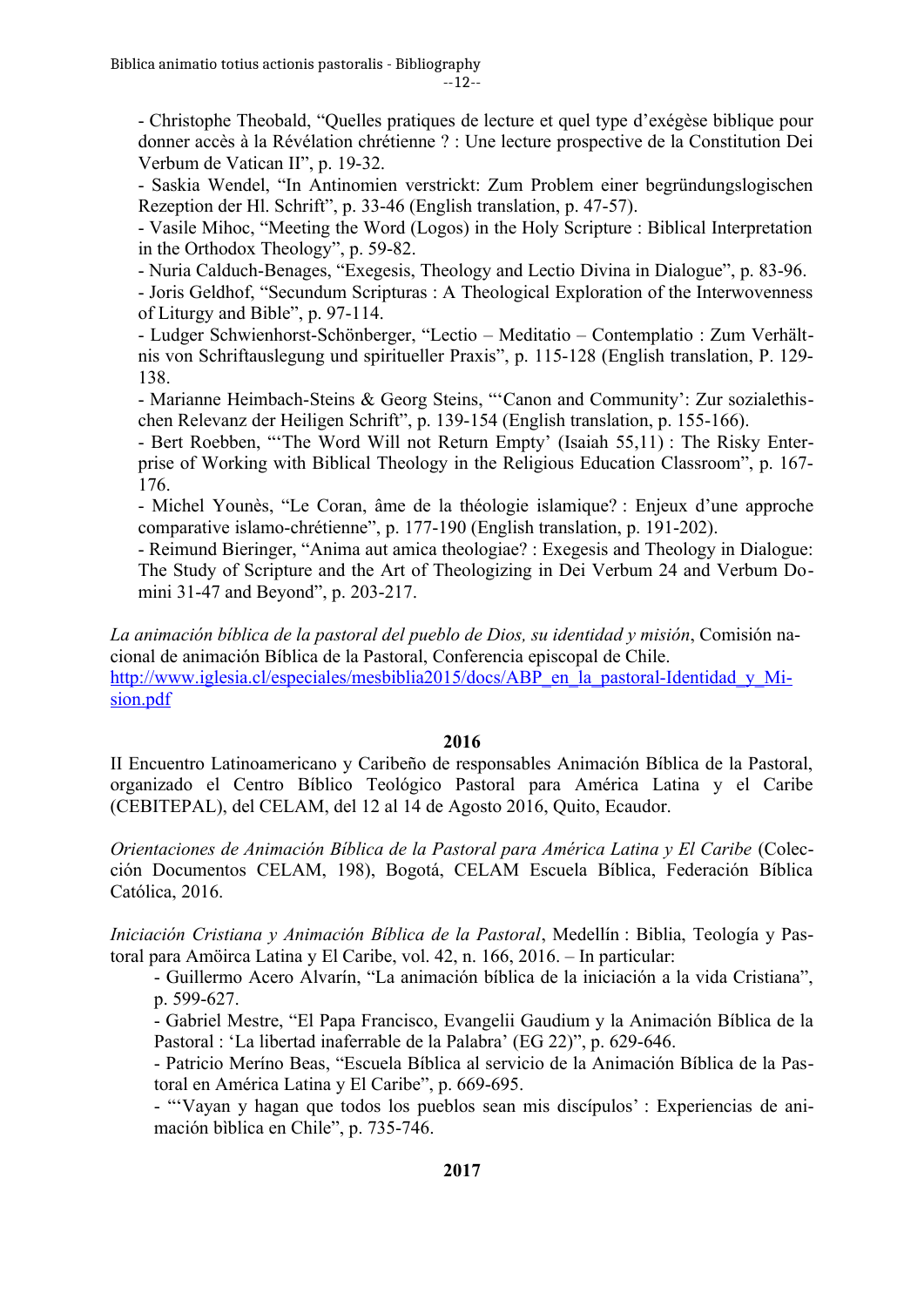- Christophe Theobald, “Quelles pratiques de lecture et quel type d’exégèse biblique pour donner accès à la Révélation chrétienne ? : Une lecture prospective de la Constitution Dei Verbum de Vatican II”, p. 19-32.

- Saskia Wendel, “In Antinomien verstrickt: Zum Problem einer begründungslogischen Rezeption der Hl. Schrift”, p. 33-46 (English translation, p. 47-57).

- Vasile Mihoc, “Meeting the Word (Logos) in the Holy Scripture : Biblical Interpretation in the Orthodox Theology”, p. 59-82.

- Nuria Calduch-Benages, “Exegesis, Theology and Lectio Divina in Dialogue”, p. 83-96.

- Joris Geldhof, “Secundum Scripturas : A Theological Exploration of the Interwovenness of Liturgy and Bible”, p. 97-114.

- Ludger Schwienhorst-Schönberger, “Lectio – Meditatio – Contemplatio : Zum Verhältnis von Schriftauslegung und spiritueller Praxis”, p. 115-128 (English translation, P. 129-138.

- Marianne Heimbach-Steins & Georg Steins, “‘Canon and Community’: Zur sozialethischen Relevanz der Heiligen Schrift”, p. 139-154 (English translation, p. 155-166).

- Bert Roebben, “‘The Word Will not Return Empty’ (Isaiah 55,11) : The Risky Enterprise of Working with Biblical Theology in the Religious Education Classroom”, p. 167-176.

- Michel Younès, “Le Coran, âme de la théologie islamique? : Enjeux d’une approche comparative islamo-chrétienne”, p. 177-190 (English translation, p. 191-202).

- Reimund Bieringer, “Anima aut amica theologiae? : Exegesis and Theology in Dialogue: The Study of Scripture and the Art of Theologizing in Dei Verbum 24 and Verbum Domini 31-47 and Beyond”, p. 203-217.

*La animación bíblica de la pastoral del pueblo de Dios, su identidad y misión*, Comisión nacional de animación Bíblica de la Pastoral, Conferencia episcopal de Chile.
http://www.iglesia.cl/especiales/mesbiblia2015/docs/ABP_en_la_pastoral-Identidad_y_Mision.pdf

**2016**

II Encuentro Latinoamericano y Caribeño de responsables Animación Bíblica de la Pastoral, organizado el Centro Bíblico Teológico Pastoral para América Latina y el Caribe (CEBITEPAL), del CELAM, del 12 al 14 de Agosto 2016, Quito, Ecaudor.

*Orientaciones de Animación Bíblica de la Pastoral para América Latina y El Caribe* (Colección Documentos CELAM, 198), Bogotá, CELAM Escuela Bíblica, Federación Bíblica Católica, 2016.

*Iniciación Cristiana y Animación Bíblica de la Pastoral*, Medellín : Biblia, Teología y Pastoral para Amöirca Latina y El Caribe, vol. 42, n. 166, 2016. – In particular:

- Guillermo Acero Alvarín, “La animación bíblica de la iniciación a la vida Cristiana”, p. 599-627.

- Gabriel Mestre, “El Papa Francisco, Evangelii Gaudium y la Animación Bíblica de la Pastoral : ‘La libertad inaferrable de la Palabra’ (EG 22)”, p. 629-646.

- Patricio Meríno Beas, “Escuela Bíblica al servicio de la Animación Bíblica de la Pastoral en América Latina y El Caribe”, p. 669-695.

- “‘Vayan y hagan que todos los pueblos sean mis discípulos’ : Experiencias de animación bìblica en Chile”, p. 735-746.

**2017**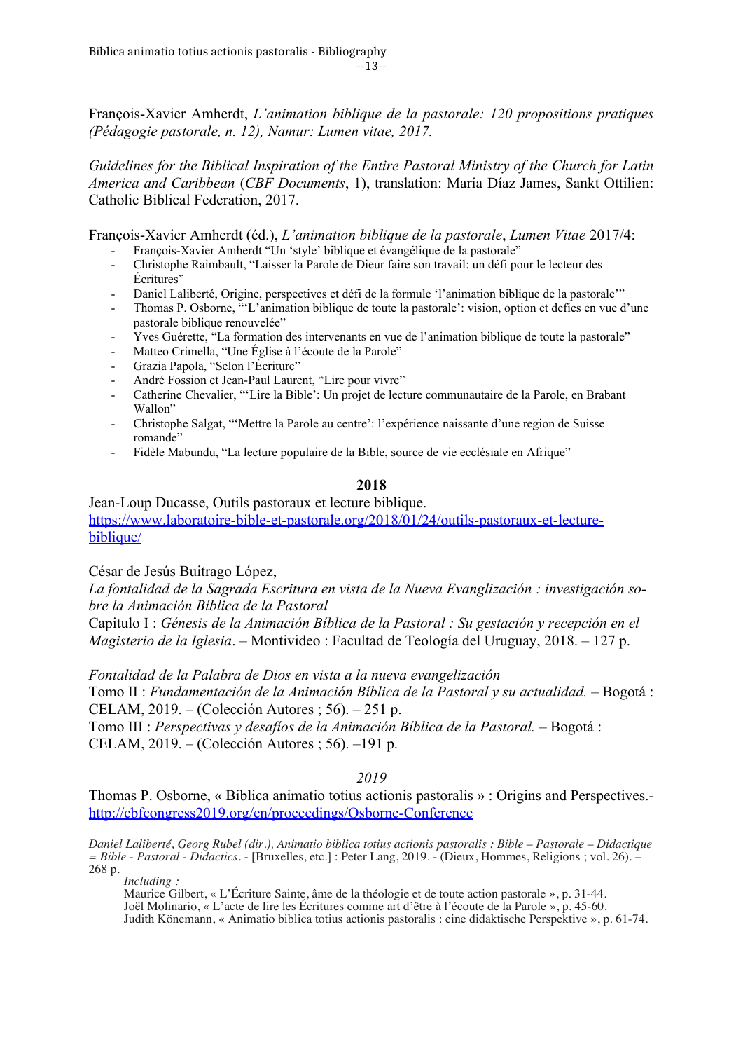François-Xavier Amherdt, *L'animation biblique de la pastorale: 120 propositions pratiques (Pédagogie pastorale, n. 12), Namur: Lumen vitae, 2017.*

*Guidelines for the Biblical Inspiration of the Entire Pastoral Ministry of the Church for Latin America and Caribbean* (*CBF Documents*, 1), translation: María Díaz James, Sankt Ottilien: Catholic Biblical Federation, 2017.

François-Xavier Amherdt (éd.), *L'animation biblique de la pastorale*, *Lumen Vitae* 2017/4:

- François-Xavier Amherdt "Un 'style' biblique et évangélique de la pastorale"
- Christophe Raimbault, "Laisser la Parole de Dieur faire son travail: un défi pour le lecteur des Écritures"
- Daniel Laliberté, Origine, perspectives et défi de la formule 'l'animation biblique de la pastorale'"
- Thomas P. Osborne, "'L'animation biblique de toute la pastorale': vision, option et defies en vue d'une pastorale biblique renouvelée"
- Yves Guérette, "La formation des intervenants en vue de l'animation biblique de toute la pastorale"
- Matteo Crimella, "Une Église à l'écoute de la Parole"
- Grazia Papola, "Selon l'Écriture"
- André Fossion et Jean-Paul Laurent, "Lire pour vivre"
- Catherine Chevalier, "'Lire la Bible': Un projet de lecture communautaire de la Parole, en Brabant Wallon"
- Christophe Salgat, "'Mettre la Parole au centre': l'expérience naissante d'une region de Suisse romande"
- Fidèle Mabundu, "La lecture populaire de la Bible, source de vie ecclésiale en Afrique"

**2018**

Jean-Loup Ducasse, Outils pastoraux et lecture biblique.
https://www.laboratoire-bible-et-pastorale.org/2018/01/24/outils-pastoraux-et-lecture-biblique/

César de Jesús Buitrago López,
*La fontalidad de la Sagrada Escritura en vista de la Nueva Evanglización : investigación sobre la Animación Bíblica de la Pastoral*
Capitulo I : *Génesis de la Animación Bíblica de la Pastoral : Su gestación y recepción en el Magisterio de la Iglesia*. – Montivideo : Facultad de Teología del Uruguay, 2018. – 127 p.

*Fontalidad de la Palabra de Dios en vista a la nueva evangelización*
Tomo II : *Fundamentación de la Animación Bíblica de la Pastoral y su actualidad.* – Bogotá : CELAM, 2019. – (Colección Autores ; 56). – 251 p.
Tomo III : *Perspectivas y desafíos de la Animación Bíblica de la Pastoral.* – Bogotá : CELAM, 2019. – (Colección Autores ; 56). –191 p.

*2019*

Thomas P. Osborne, « Biblica animatio totius actionis pastoralis » : Origins and Perspectives.- http://cbfcongress2019.org/en/proceedings/Osborne-Conference

*Daniel Laliberté, Georg Rubel (dir.), Animatio biblica totius actionis pastoralis : Bible – Pastorale – Didactique = Bible - Pastoral - Didactics*. - [Bruxelles, etc.] : Peter Lang, 2019. - (Dieux, Hommes, Religions ; vol. 26). – 268 p.

*Including :*
Maurice Gilbert, « L'Écriture Sainte, âme de la théologie et de toute action pastorale », p. 31-44.
Joël Molinario, « L'acte de lire les Écritures comme art d'être à l'écoute de la Parole », p. 45-60.
Judith Könemann, « Animatio biblica totius actionis pastoralis : eine didaktische Perspektive », p. 61-74.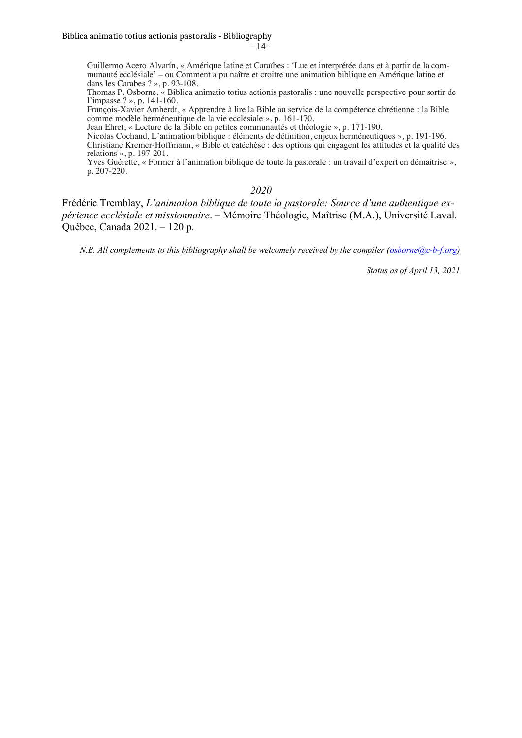Guillermo Acero Alvarín, « Amérique latine et Caraïbes : 'Lue et interprétée dans et à partir de la communauté ecclésiale' – ou Comment a pu naître et croître une animation biblique en Amérique latine et dans les Carabes ? », p. 93-108.  
Thomas P. Osborne, « Biblica animatio totius actionis pastoralis : une nouvelle perspective pour sortir de l'impasse ? », p. 141-160.  
François-Xavier Amherdt, « Apprendre à lire la Bible au service de la compétence chrétienne : la Bible comme modèle herméneutique de la vie ecclésiale », p. 161-170.  
Jean Ehret, « Lecture de la Bible en petites communautés et théologie », p. 171-190.  
Nicolas Cochand, L'animation biblique : éléments de définition, enjeux herméneutiques », p. 191-196.  
Christiane Kremer-Hoffmann, « Bible et catéchèse : des options qui engagent les attitudes et la qualité des relations », p. 197-201.  
Yves Guérette, « Former à l'animation biblique de toute la pastorale : un travail d'expert en démaîtrise », p. 207-220.

*2020*

Frédéric Tremblay, *L'animation biblique de toute la pastorale: Source d'une authentique expérience ecclésiale et missionnaire*. – Mémoire Théologie, Maîtrise (M.A.), Université Laval. Québec, Canada 2021. – 120 p.

*N.B. All complements to this bibliography shall be welcomely received by the compiler (osborne@c-b-f.org)*

*Status as of April 13, 2021*